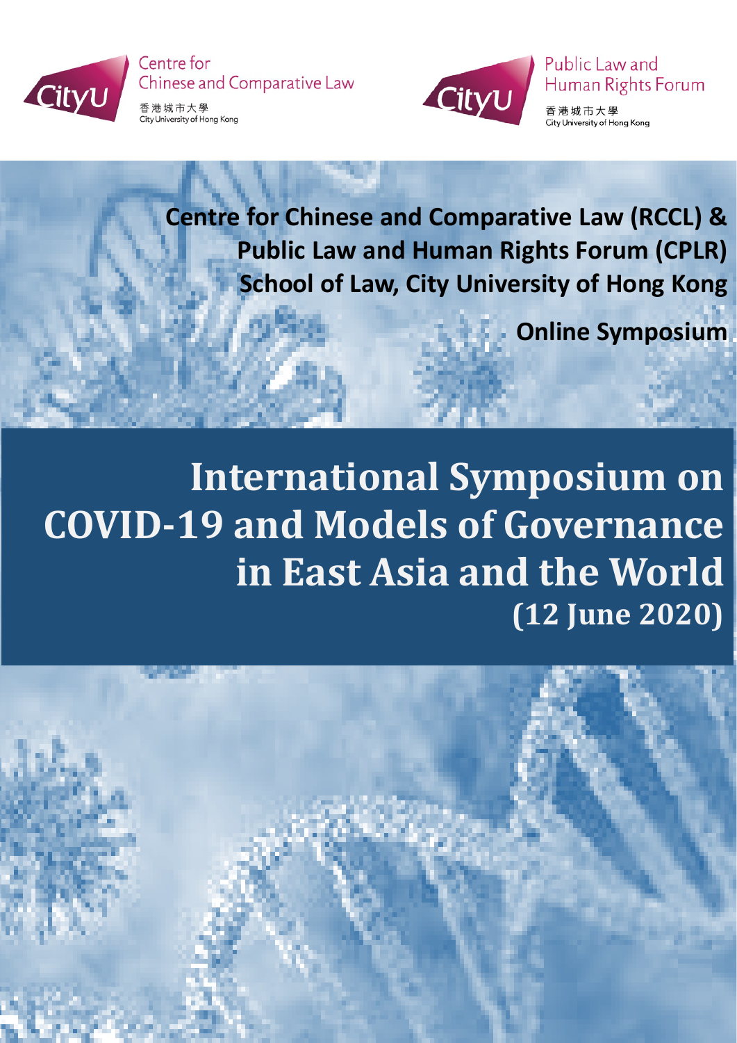Centre for Chinese and Comparative Law

香港城市大學
City University of Hong Kong

Public Law and Human Rights Forum

香港城市大學
City University of Hong Kong

**Centre for Chinese and Comparative Law (RCCL) &**
**Public Law and Human Rights Forum (CPLR)**
**School of Law, City University of Hong Kong**

**Online Symposium**

# International Symposium on COVID-19 and Models of Governance in East Asia and the World

## (12 June 2020)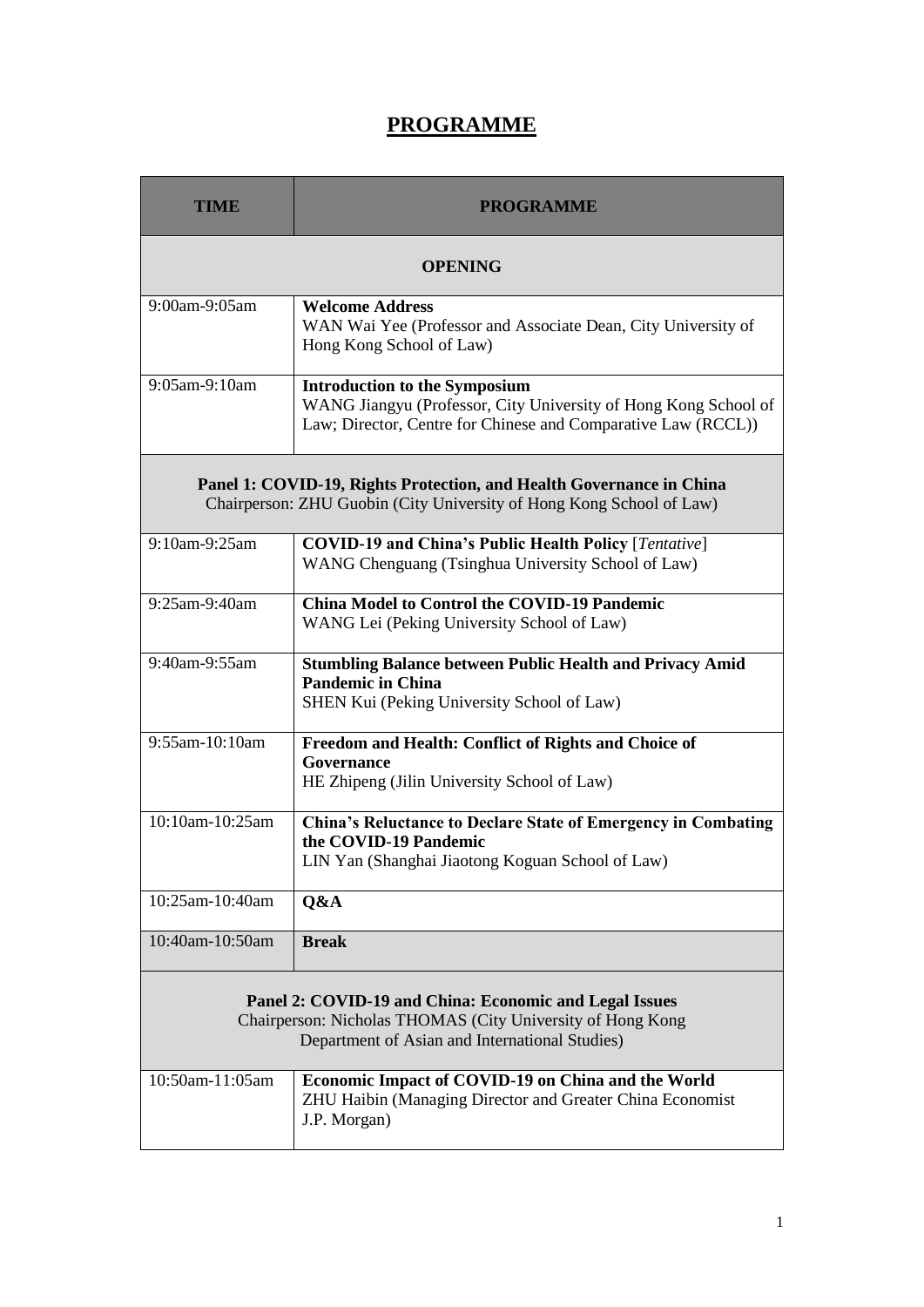# PROGRAMME

| TIME | PROGRAMME |
|---|---|
| **OPENING** | |
| 9:00am-9:05am | **Welcome Address**<br>WAN Wai Yee (Professor and Associate Dean, City University of Hong Kong School of Law) |
| 9:05am-9:10am | **Introduction to the Symposium**<br>WANG Jiangyu (Professor, City University of Hong Kong School of Law; Director, Centre for Chinese and Comparative Law (RCCL)) |
| **Panel 1: COVID-19, Rights Protection, and Health Governance in China**<br>Chairperson: ZHU Guobin (City University of Hong Kong School of Law) | |
| 9:10am-9:25am | **COVID-19 and China's Public Health Policy** [*Tentative*]<br>WANG Chenguang (Tsinghua University School of Law) |
| 9:25am-9:40am | **China Model to Control the COVID-19 Pandemic**<br>WANG Lei (Peking University School of Law) |
| 9:40am-9:55am | **Stumbling Balance between Public Health and Privacy Amid Pandemic in China**<br>SHEN Kui (Peking University School of Law) |
| 9:55am-10:10am | **Freedom and Health: Conflict of Rights and Choice of Governance**<br>HE Zhipeng (Jilin University School of Law) |
| 10:10am-10:25am | **China's Reluctance to Declare State of Emergency in Combating the COVID-19 Pandemic**<br>LIN Yan (Shanghai Jiaotong Koguan School of Law) |
| 10:25am-10:40am | **Q&A** |
| 10:40am-10:50am | **Break** |
| **Panel 2: COVID-19 and China: Economic and Legal Issues**<br>Chairperson: Nicholas THOMAS (City University of Hong Kong Department of Asian and International Studies) | |
| 10:50am-11:05am | **Economic Impact of COVID-19 on China and the World**<br>ZHU Haibin (Managing Director and Greater China Economist J.P. Morgan) |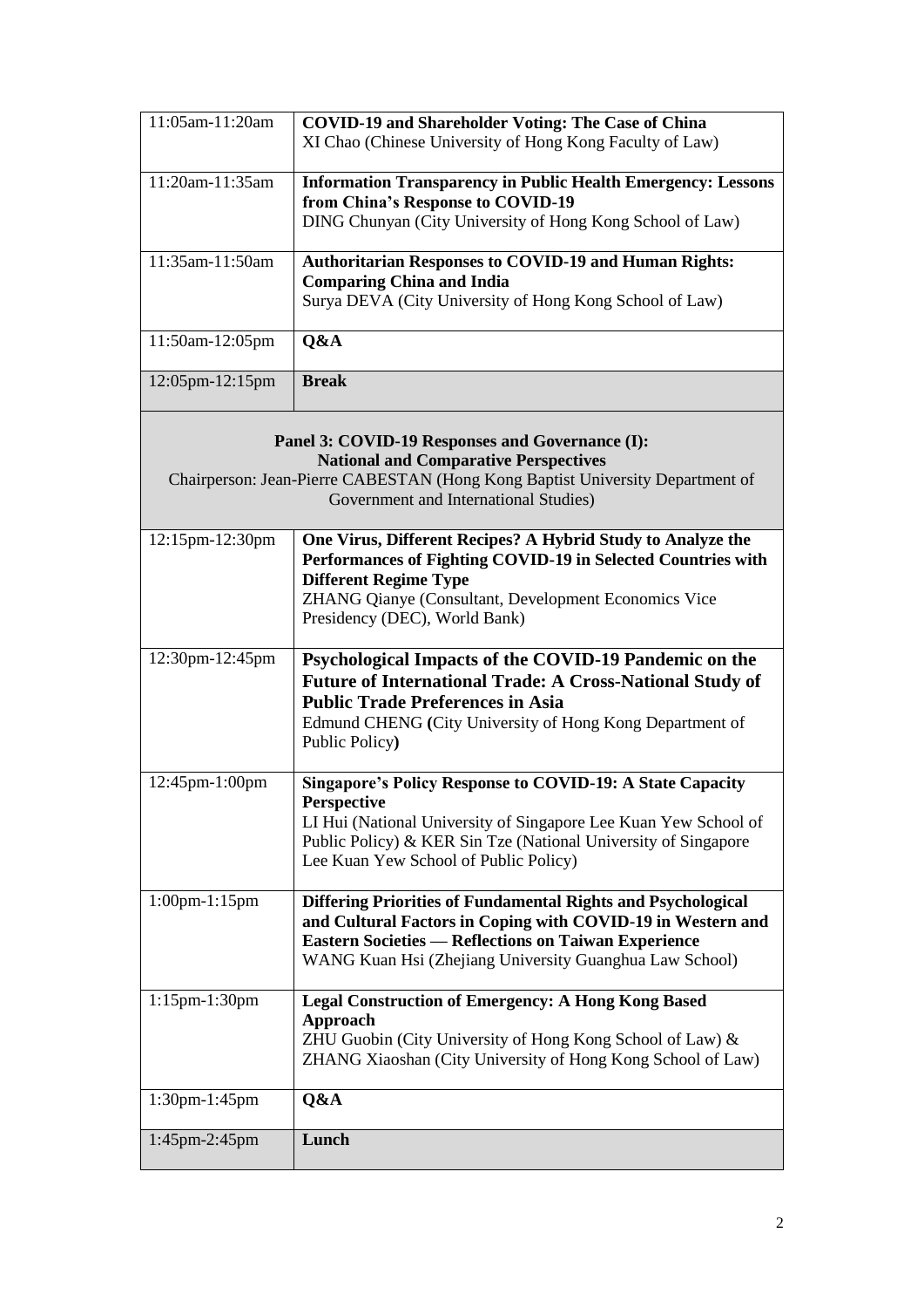| | |
|---|---|
| 11:05am-11:20am | **COVID-19 and Shareholder Voting: The Case of China**<br>XI Chao (Chinese University of Hong Kong Faculty of Law) |
| 11:20am-11:35am | **Information Transparency in Public Health Emergency: Lessons from China's Response to COVID-19**<br>DING Chunyan (City University of Hong Kong School of Law) |
| 11:35am-11:50am | **Authoritarian Responses to COVID-19 and Human Rights: Comparing China and India**<br>Surya DEVA (City University of Hong Kong School of Law) |
| 11:50am-12:05pm | **Q&A** |
| 12:05pm-12:15pm | **Break** |

**Panel 3: COVID-19 Responses and Governance (I): National and Comparative Perspectives**

Chairperson: Jean-Pierre CABESTAN (Hong Kong Baptist University Department of Government and International Studies)

| | |
|---|---|
| 12:15pm-12:30pm | **One Virus, Different Recipes? A Hybrid Study to Analyze the Performances of Fighting COVID-19 in Selected Countries with Different Regime Type**<br>ZHANG Qianye (Consultant, Development Economics Vice Presidency (DEC), World Bank) |
| 12:30pm-12:45pm | **Psychological Impacts of the COVID-19 Pandemic on the Future of International Trade: A Cross-National Study of Public Trade Preferences in Asia**<br>Edmund CHENG **(**City University of Hong Kong Department of Public Policy**)** |
| 12:45pm-1:00pm | **Singapore's Policy Response to COVID-19: A State Capacity Perspective**<br>LI Hui (National University of Singapore Lee Kuan Yew School of Public Policy) & KER Sin Tze (National University of Singapore Lee Kuan Yew School of Public Policy) |
| 1:00pm-1:15pm | **Differing Priorities of Fundamental Rights and Psychological and Cultural Factors in Coping with COVID-19 in Western and Eastern Societies — Reflections on Taiwan Experience**<br>WANG Kuan Hsi (Zhejiang University Guanghua Law School) |
| 1:15pm-1:30pm | **Legal Construction of Emergency: A Hong Kong Based Approach**<br>ZHU Guobin (City University of Hong Kong School of Law) & ZHANG Xiaoshan (City University of Hong Kong School of Law) |
| 1:30pm-1:45pm | **Q&A** |
| 1:45pm-2:45pm | **Lunch** |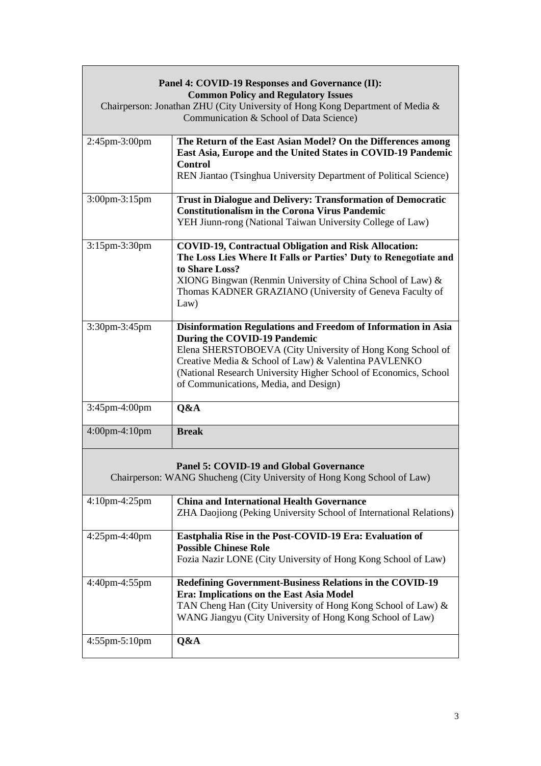| **Panel 4: COVID-19 Responses and Governance (II): Common Policy and Regulatory Issues**<br>Chairperson: Jonathan ZHU (City University of Hong Kong Department of Media & Communication & School of Data Science) | |
|---|---|
| 2:45pm-3:00pm | **The Return of the East Asian Model? On the Differences among East Asia, Europe and the United States in COVID-19 Pandemic Control**<br>REN Jiantao (Tsinghua University Department of Political Science) |
| 3:00pm-3:15pm | **Trust in Dialogue and Delivery: Transformation of Democratic Constitutionalism in the Corona Virus Pandemic**<br>YEH Jiunn-rong (National Taiwan University College of Law) |
| 3:15pm-3:30pm | **COVID-19, Contractual Obligation and Risk Allocation: The Loss Lies Where It Falls or Parties' Duty to Renegotiate and to Share Loss?**<br>XIONG Bingwan (Renmin University of China School of Law) & Thomas KADNER GRAZIANO (University of Geneva Faculty of Law) |
| 3:30pm-3:45pm | **Disinformation Regulations and Freedom of Information in Asia During the COVID-19 Pandemic**<br>Elena SHERSTOBOEVA (City University of Hong Kong School of Creative Media & School of Law) & Valentina PAVLENKO (National Research University Higher School of Economics, School of Communications, Media, and Design) |
| 3:45pm-4:00pm | **Q&A** |
| 4:00pm-4:10pm | **Break** |
| **Panel 5: COVID-19 and Global Governance**<br>Chairperson: WANG Shucheng (City University of Hong Kong School of Law) | |
| 4:10pm-4:25pm | **China and International Health Governance**<br>ZHA Daojiong (Peking University School of International Relations) |
| 4:25pm-4:40pm | **Eastphalia Rise in the Post-COVID-19 Era: Evaluation of Possible Chinese Role**<br>Fozia Nazir LONE (City University of Hong Kong School of Law) |
| 4:40pm-4:55pm | **Redefining Government-Business Relations in the COVID-19 Era: Implications on the East Asia Model**<br>TAN Cheng Han (City University of Hong Kong School of Law) & WANG Jiangyu (City University of Hong Kong School of Law) |
| 4:55pm-5:10pm | **Q&A** |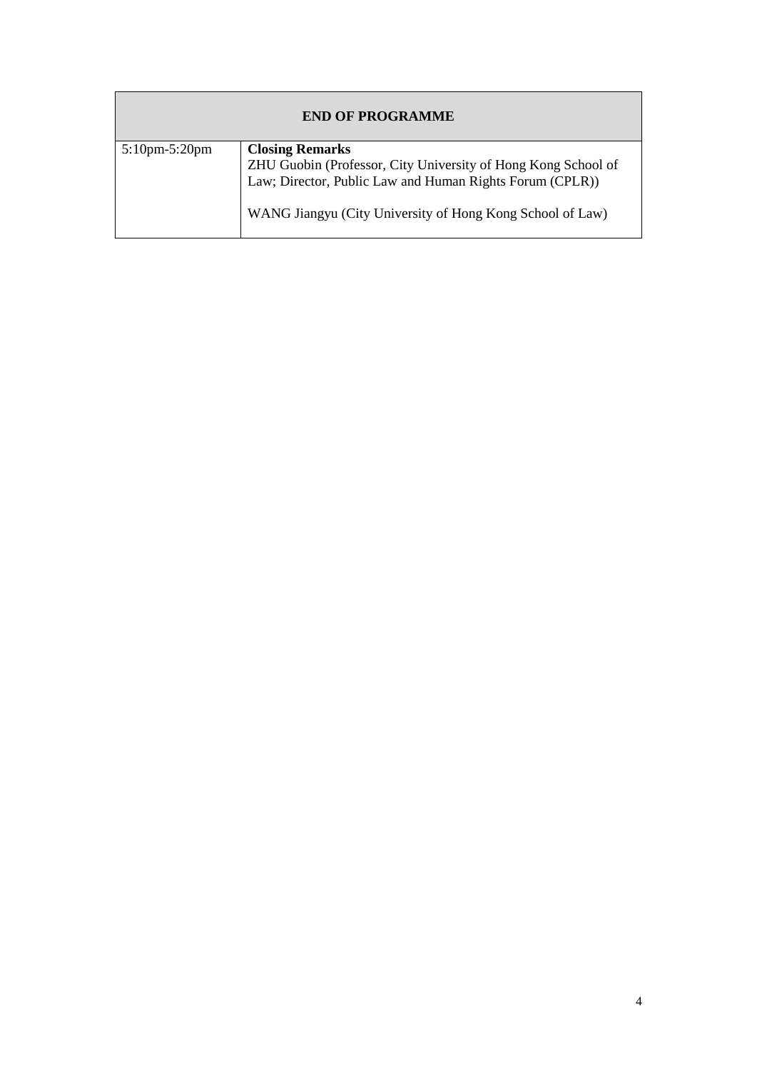| END OF PROGRAMME | |
|---|---|
| 5:10pm-5:20pm | **Closing Remarks**<br>ZHU Guobin (Professor, City University of Hong Kong School of Law; Director, Public Law and Human Rights Forum (CPLR))<br><br>WANG Jiangyu (City University of Hong Kong School of Law) |